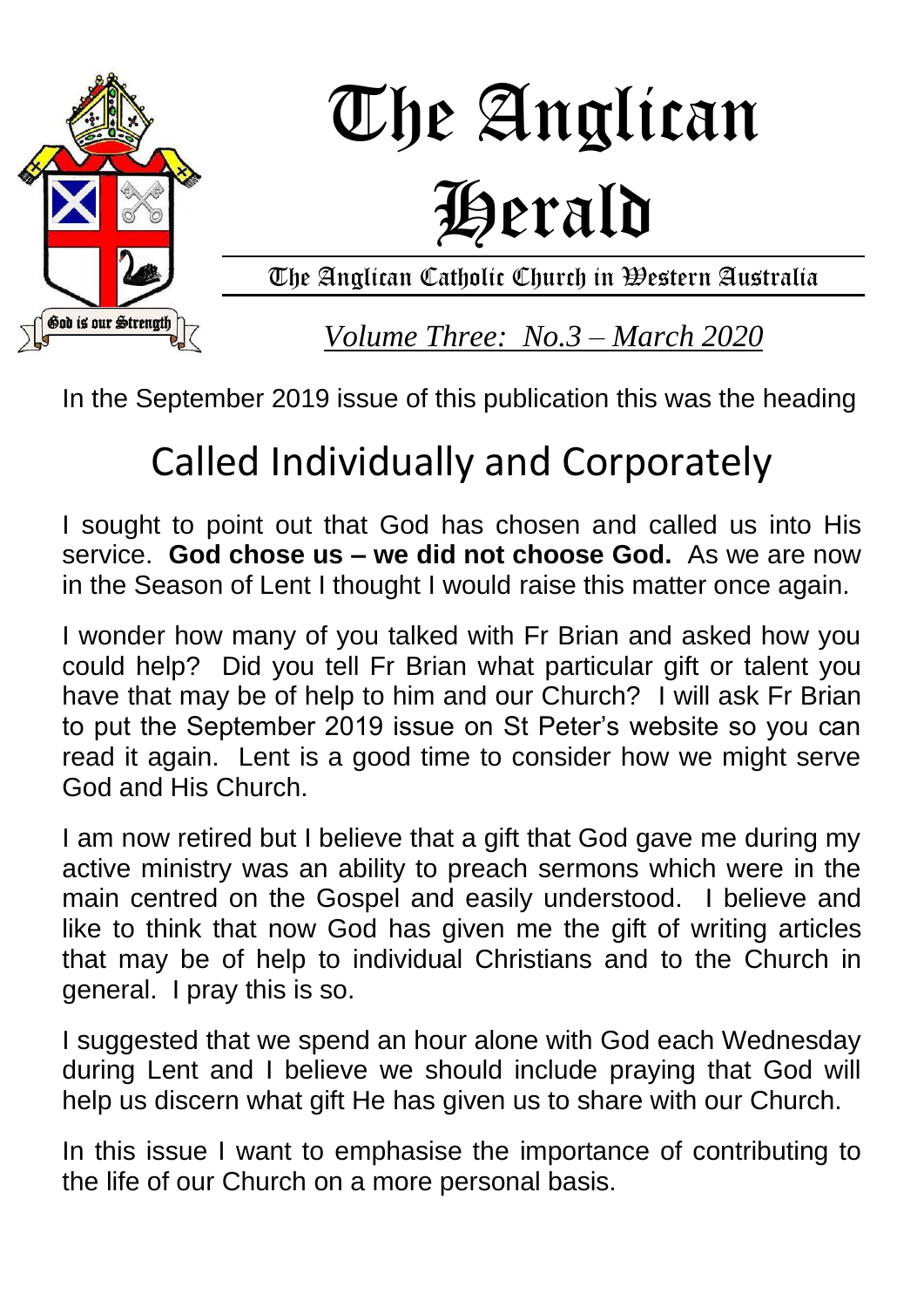# The Anglican Herald

The Anglican Catholic Church in Western Australia

*Volume Three: No.3 – March 2020*

God is our Strength

In the September 2019 issue of this publication this was the heading

## Called Individually and Corporately

I sought to point out that God has chosen and called us into His service. **God chose us – we did not choose God.** As we are now in the Season of Lent I thought I would raise this matter once again.

I wonder how many of you talked with Fr Brian and asked how you could help? Did you tell Fr Brian what particular gift or talent you have that may be of help to him and our Church? I will ask Fr Brian to put the September 2019 issue on St Peter's website so you can read it again. Lent is a good time to consider how we might serve God and His Church.

I am now retired but I believe that a gift that God gave me during my active ministry was an ability to preach sermons which were in the main centred on the Gospel and easily understood. I believe and like to think that now God has given me the gift of writing articles that may be of help to individual Christians and to the Church in general. I pray this is so.

I suggested that we spend an hour alone with God each Wednesday during Lent and I believe we should include praying that God will help us discern what gift He has given us to share with our Church.

In this issue I want to emphasise the importance of contributing to the life of our Church on a more personal basis.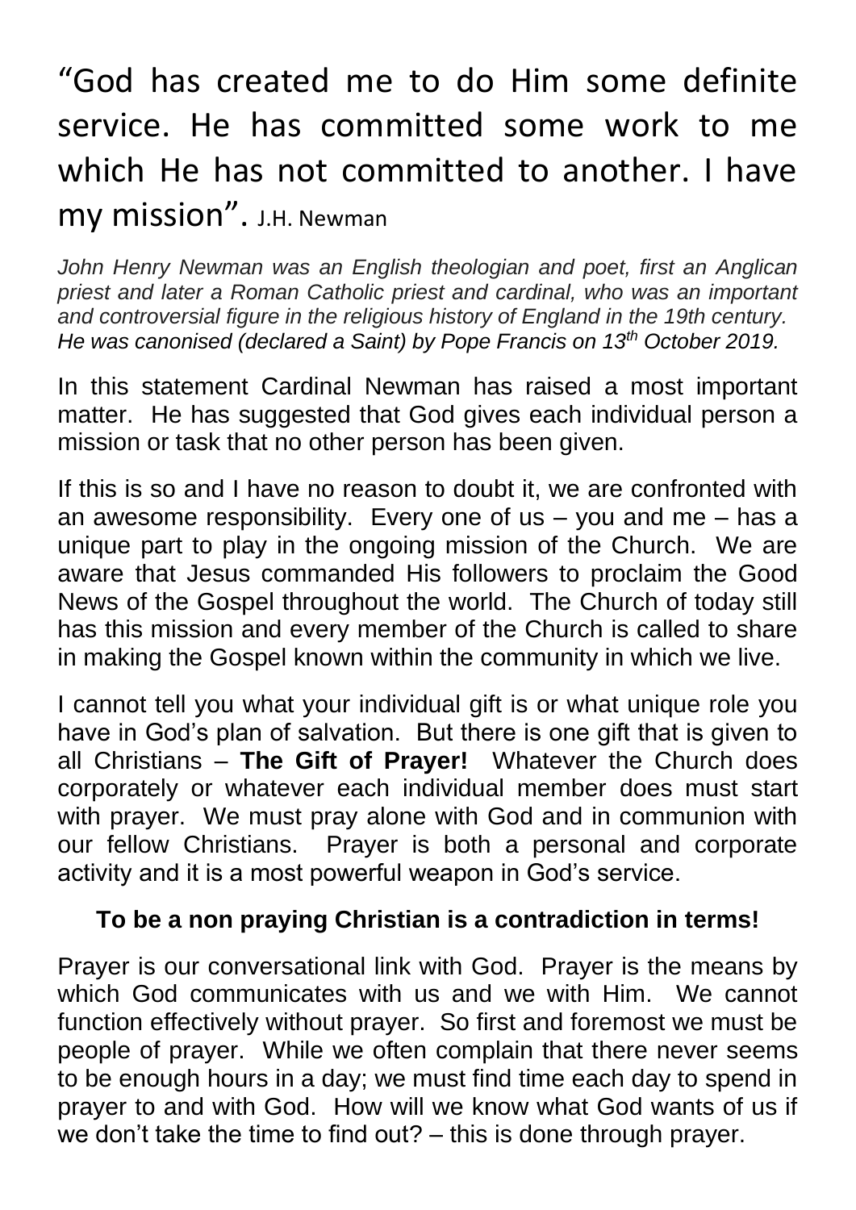# "God has created me to do Him some definite service. He has committed some work to me which He has not committed to another. I have my mission". J.H. Newman

*John Henry Newman was an English theologian and poet, first an Anglican priest and later a Roman Catholic priest and cardinal, who was an important and controversial figure in the religious history of England in the 19th century. He was canonised (declared a Saint) by Pope Francis on 13th October 2019.*

In this statement Cardinal Newman has raised a most important matter. He has suggested that God gives each individual person a mission or task that no other person has been given.

If this is so and I have no reason to doubt it, we are confronted with an awesome responsibility. Every one of us – you and me – has a unique part to play in the ongoing mission of the Church. We are aware that Jesus commanded His followers to proclaim the Good News of the Gospel throughout the world. The Church of today still has this mission and every member of the Church is called to share in making the Gospel known within the community in which we live.

I cannot tell you what your individual gift is or what unique role you have in God's plan of salvation. But there is one gift that is given to all Christians – **The Gift of Prayer!** Whatever the Church does corporately or whatever each individual member does must start with prayer. We must pray alone with God and in communion with our fellow Christians. Prayer is both a personal and corporate activity and it is a most powerful weapon in God's service.

**To be a non praying Christian is a contradiction in terms!**

Prayer is our conversational link with God. Prayer is the means by which God communicates with us and we with Him. We cannot function effectively without prayer. So first and foremost we must be people of prayer. While we often complain that there never seems to be enough hours in a day; we must find time each day to spend in prayer to and with God. How will we know what God wants of us if we don't take the time to find out? – this is done through prayer.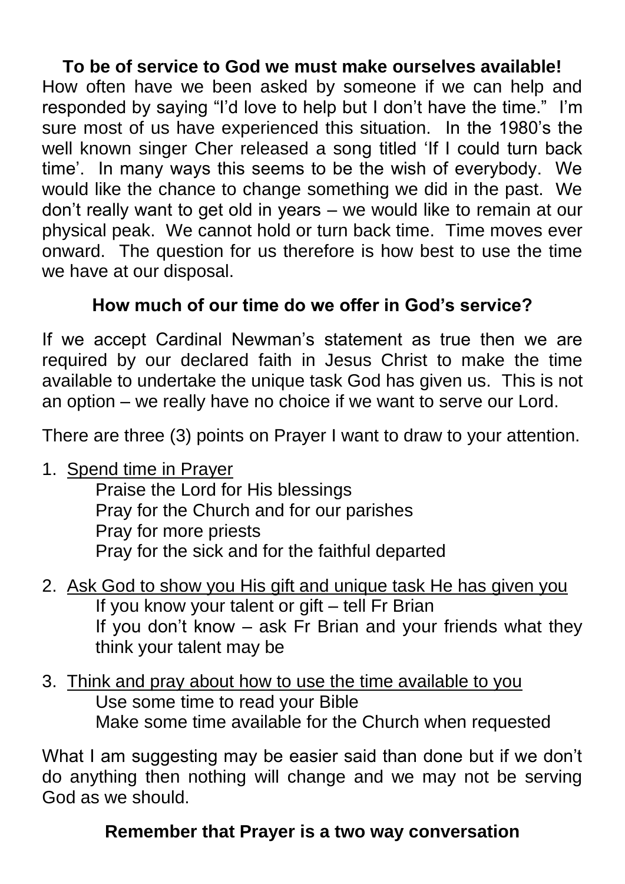**To be of service to God we must make ourselves available!**

How often have we been asked by someone if we can help and responded by saying "I'd love to help but I don't have the time." I'm sure most of us have experienced this situation. In the 1980's the well known singer Cher released a song titled 'If I could turn back time'. In many ways this seems to be the wish of everybody. We would like the chance to change something we did in the past. We don't really want to get old in years – we would like to remain at our physical peak. We cannot hold or turn back time. Time moves ever onward. The question for us therefore is how best to use the time we have at our disposal.

**How much of our time do we offer in God's service?**

If we accept Cardinal Newman's statement as true then we are required by our declared faith in Jesus Christ to make the time available to undertake the unique task God has given us. This is not an option – we really have no choice if we want to serve our Lord.

There are three (3) points on Prayer I want to draw to your attention.

1. <u>Spend time in Prayer</u>
   Praise the Lord for His blessings
   Pray for the Church and for our parishes
   Pray for more priests
   Pray for the sick and for the faithful departed

2. <u>Ask God to show you His gift and unique task He has given you</u>
   If you know your talent or gift – tell Fr Brian
   If you don't know – ask Fr Brian and your friends what they think your talent may be

3. <u>Think and pray about how to use the time available to you</u>
   Use some time to read your Bible
   Make some time available for the Church when requested

What I am suggesting may be easier said than done but if we don't do anything then nothing will change and we may not be serving God as we should.

**Remember that Prayer is a two way conversation**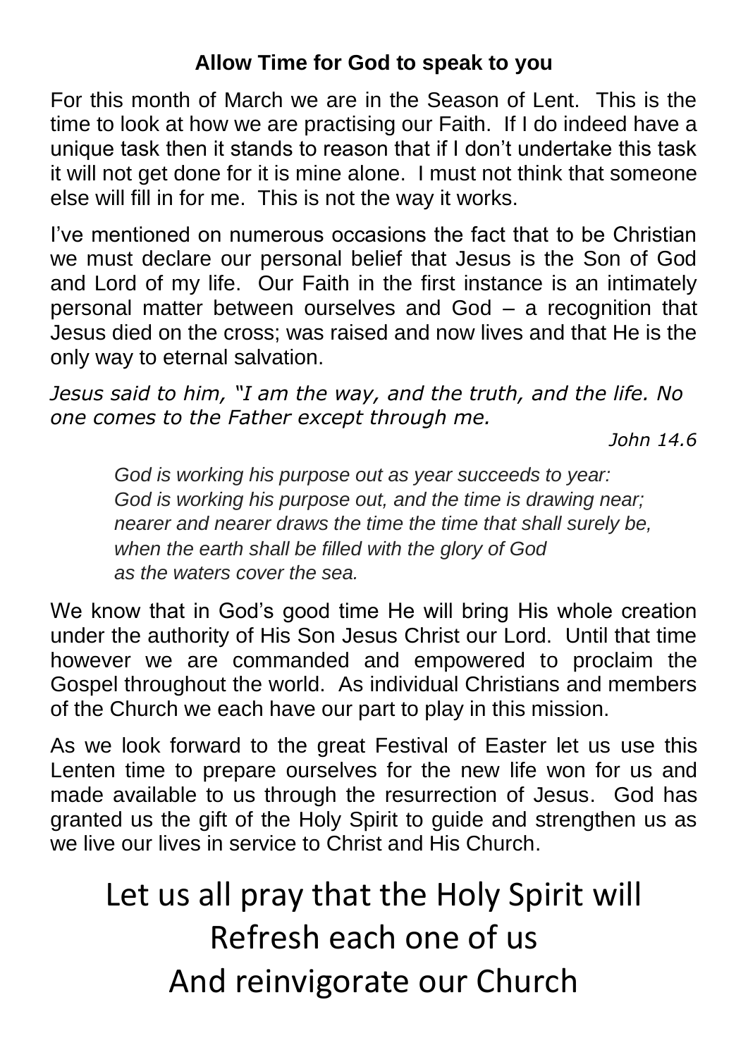## Allow Time for God to speak to you

For this month of March we are in the Season of Lent. This is the time to look at how we are practising our Faith. If I do indeed have a unique task then it stands to reason that if I don't undertake this task it will not get done for it is mine alone. I must not think that someone else will fill in for me. This is not the way it works.

I've mentioned on numerous occasions the fact that to be Christian we must declare our personal belief that Jesus is the Son of God and Lord of my life. Our Faith in the first instance is an intimately personal matter between ourselves and God – a recognition that Jesus died on the cross; was raised and now lives and that He is the only way to eternal salvation.

*Jesus said to him, "I am the way, and the truth, and the life. No one comes to the Father except through me.*

*John 14.6*

*God is working his purpose out as year succeeds to year:*
*God is working his purpose out, and the time is drawing near;*
*nearer and nearer draws the time the time that shall surely be,*
*when the earth shall be filled with the glory of God*
*as the waters cover the sea.*

We know that in God's good time He will bring His whole creation under the authority of His Son Jesus Christ our Lord. Until that time however we are commanded and empowered to proclaim the Gospel throughout the world. As individual Christians and members of the Church we each have our part to play in this mission.

As we look forward to the great Festival of Easter let us use this Lenten time to prepare ourselves for the new life won for us and made available to us through the resurrection of Jesus. God has granted us the gift of the Holy Spirit to guide and strengthen us as we live our lives in service to Christ and His Church.

Let us all pray that the Holy Spirit will
Refresh each one of us
And reinvigorate our Church